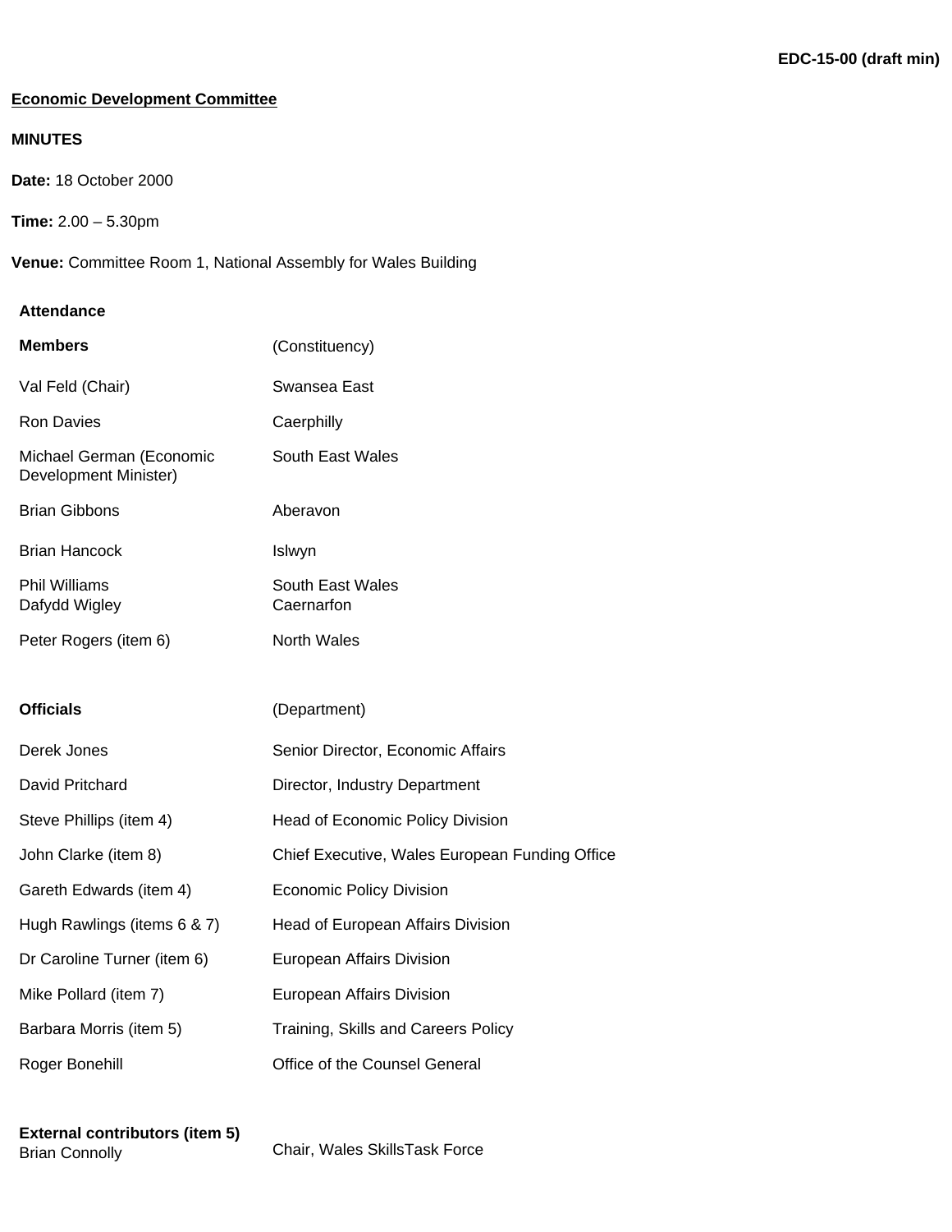**EDC-15-00 (draft min)**

**Economic Development Committee**

**MINUTES**

**Date:** 18 October 2000

**Time:** 2.00 – 5.30pm

**Venue:** Committee Room 1, National Assembly for Wales Building

**Attendance**

| **Members** | (Constituency) |
|---|---|
| Val Feld (Chair) | Swansea East |
| Ron Davies | Caerphilly |
| Michael German (Economic Development Minister) | South East Wales |
| Brian Gibbons | Aberavon |
| Brian Hancock | Islwyn |
| Phil Williams | South East Wales |
| Dafydd Wigley | Caernarfon |
| Peter Rogers (item 6) | North Wales |

| **Officials** | (Department) |
|---|---|
| Derek Jones | Senior Director, Economic Affairs |
| David Pritchard | Director, Industry Department |
| Steve Phillips (item 4) | Head of Economic Policy Division |
| John Clarke (item 8) | Chief Executive, Wales European Funding Office |
| Gareth Edwards (item 4) | Economic Policy Division |
| Hugh Rawlings (items 6 & 7) | Head of European Affairs Division |
| Dr Caroline Turner (item 6) | European Affairs Division |
| Mike Pollard (item 7) | European Affairs Division |
| Barbara Morris (item 5) | Training, Skills and Careers Policy |
| Roger Bonehill | Office of the Counsel General |

| **External contributors (item 5)** | |
|---|---|
| Brian Connolly | Chair, Wales SkillsTask Force |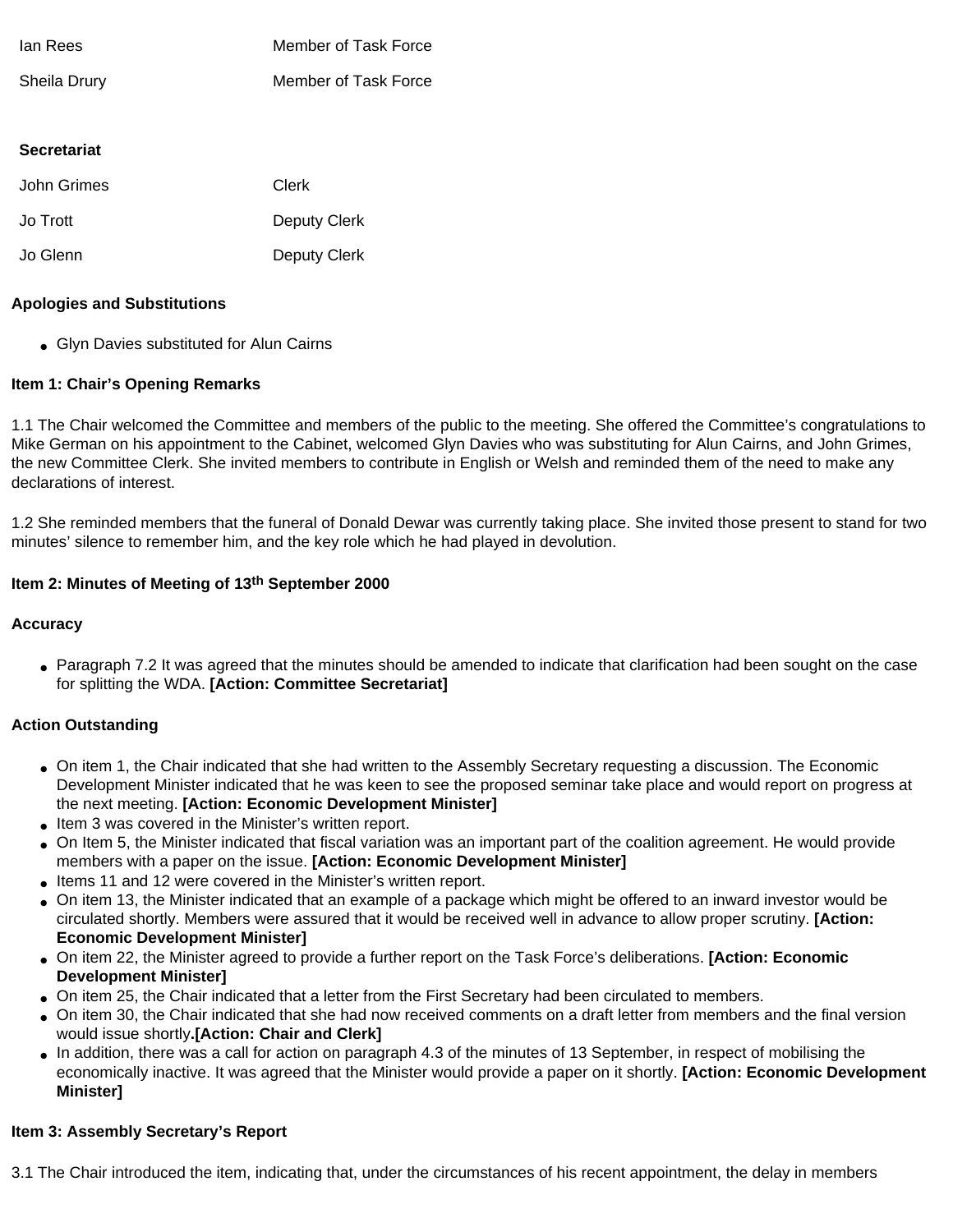| | |
|---|---|
| Ian Rees | Member of Task Force |
| Sheila Drury | Member of Task Force |

**Secretariat**

| | |
|---|---|
| John Grimes | Clerk |
| Jo Trott | Deputy Clerk |
| Jo Glenn | Deputy Clerk |

**Apologies and Substitutions**

- Glyn Davies substituted for Alun Cairns

**Item 1: Chair's Opening Remarks**

1.1 The Chair welcomed the Committee and members of the public to the meeting. She offered the Committee's congratulations to Mike German on his appointment to the Cabinet, welcomed Glyn Davies who was substituting for Alun Cairns, and John Grimes, the new Committee Clerk. She invited members to contribute in English or Welsh and reminded them of the need to make any declarations of interest.

1.2 She reminded members that the funeral of Donald Dewar was currently taking place. She invited those present to stand for two minutes' silence to remember him, and the key role which he had played in devolution.

**Item 2: Minutes of Meeting of 13th September 2000**

**Accuracy**

- Paragraph 7.2 It was agreed that the minutes should be amended to indicate that clarification had been sought on the case for splitting the WDA. **[Action: Committee Secretariat]**

**Action Outstanding**

- On item 1, the Chair indicated that she had written to the Assembly Secretary requesting a discussion. The Economic Development Minister indicated that he was keen to see the proposed seminar take place and would report on progress at the next meeting. **[Action: Economic Development Minister]**
- Item 3 was covered in the Minister's written report.
- On Item 5, the Minister indicated that fiscal variation was an important part of the coalition agreement. He would provide members with a paper on the issue. **[Action: Economic Development Minister]**
- Items 11 and 12 were covered in the Minister's written report.
- On item 13, the Minister indicated that an example of a package which might be offered to an inward investor would be circulated shortly. Members were assured that it would be received well in advance to allow proper scrutiny. **[Action: Economic Development Minister]**
- On item 22, the Minister agreed to provide a further report on the Task Force's deliberations. **[Action: Economic Development Minister]**
- On item 25, the Chair indicated that a letter from the First Secretary had been circulated to members.
- On item 30, the Chair indicated that she had now received comments on a draft letter from members and the final version would issue shortly**.[Action: Chair and Clerk]**
- In addition, there was a call for action on paragraph 4.3 of the minutes of 13 September, in respect of mobilising the economically inactive. It was agreed that the Minister would provide a paper on it shortly. **[Action: Economic Development Minister]**

**Item 3: Assembly Secretary's Report**

3.1 The Chair introduced the item, indicating that, under the circumstances of his recent appointment, the delay in members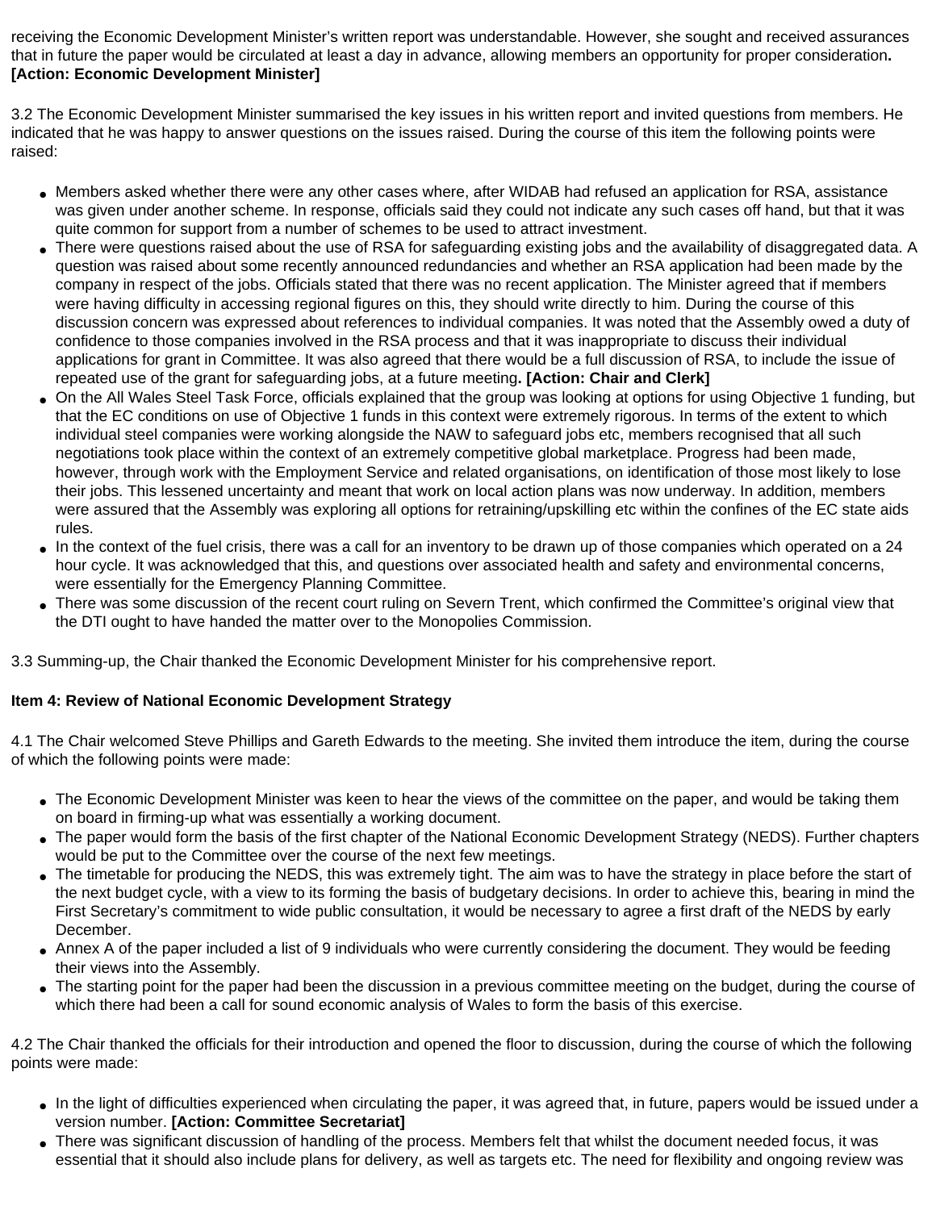receiving the Economic Development Minister's written report was understandable. However, she sought and received assurances that in future the paper would be circulated at least a day in advance, allowing members an opportunity for proper consideration**. [Action: Economic Development Minister]**

3.2 The Economic Development Minister summarised the key issues in his written report and invited questions from members. He indicated that he was happy to answer questions on the issues raised. During the course of this item the following points were raised:

- Members asked whether there were any other cases where, after WIDAB had refused an application for RSA, assistance was given under another scheme. In response, officials said they could not indicate any such cases off hand, but that it was quite common for support from a number of schemes to be used to attract investment.
- There were questions raised about the use of RSA for safeguarding existing jobs and the availability of disaggregated data. A question was raised about some recently announced redundancies and whether an RSA application had been made by the company in respect of the jobs. Officials stated that there was no recent application. The Minister agreed that if members were having difficulty in accessing regional figures on this, they should write directly to him. During the course of this discussion concern was expressed about references to individual companies. It was noted that the Assembly owed a duty of confidence to those companies involved in the RSA process and that it was inappropriate to discuss their individual applications for grant in Committee. It was also agreed that there would be a full discussion of RSA, to include the issue of repeated use of the grant for safeguarding jobs, at a future meeting**. [Action: Chair and Clerk]**
- On the All Wales Steel Task Force, officials explained that the group was looking at options for using Objective 1 funding, but that the EC conditions on use of Objective 1 funds in this context were extremely rigorous. In terms of the extent to which individual steel companies were working alongside the NAW to safeguard jobs etc, members recognised that all such negotiations took place within the context of an extremely competitive global marketplace. Progress had been made, however, through work with the Employment Service and related organisations, on identification of those most likely to lose their jobs. This lessened uncertainty and meant that work on local action plans was now underway. In addition, members were assured that the Assembly was exploring all options for retraining/upskilling etc within the confines of the EC state aids rules.
- In the context of the fuel crisis, there was a call for an inventory to be drawn up of those companies which operated on a 24 hour cycle. It was acknowledged that this, and questions over associated health and safety and environmental concerns, were essentially for the Emergency Planning Committee.
- There was some discussion of the recent court ruling on Severn Trent, which confirmed the Committee's original view that the DTI ought to have handed the matter over to the Monopolies Commission.

3.3 Summing-up, the Chair thanked the Economic Development Minister for his comprehensive report.

**Item 4: Review of National Economic Development Strategy**

4.1 The Chair welcomed Steve Phillips and Gareth Edwards to the meeting. She invited them introduce the item, during the course of which the following points were made:

- The Economic Development Minister was keen to hear the views of the committee on the paper, and would be taking them on board in firming-up what was essentially a working document.
- The paper would form the basis of the first chapter of the National Economic Development Strategy (NEDS). Further chapters would be put to the Committee over the course of the next few meetings.
- The timetable for producing the NEDS, this was extremely tight. The aim was to have the strategy in place before the start of the next budget cycle, with a view to its forming the basis of budgetary decisions. In order to achieve this, bearing in mind the First Secretary's commitment to wide public consultation, it would be necessary to agree a first draft of the NEDS by early December.
- Annex A of the paper included a list of 9 individuals who were currently considering the document. They would be feeding their views into the Assembly.
- The starting point for the paper had been the discussion in a previous committee meeting on the budget, during the course of which there had been a call for sound economic analysis of Wales to form the basis of this exercise.

4.2 The Chair thanked the officials for their introduction and opened the floor to discussion, during the course of which the following points were made:

- In the light of difficulties experienced when circulating the paper, it was agreed that, in future, papers would be issued under a version number. **[Action: Committee Secretariat]**
- There was significant discussion of handling of the process. Members felt that whilst the document needed focus, it was essential that it should also include plans for delivery, as well as targets etc. The need for flexibility and ongoing review was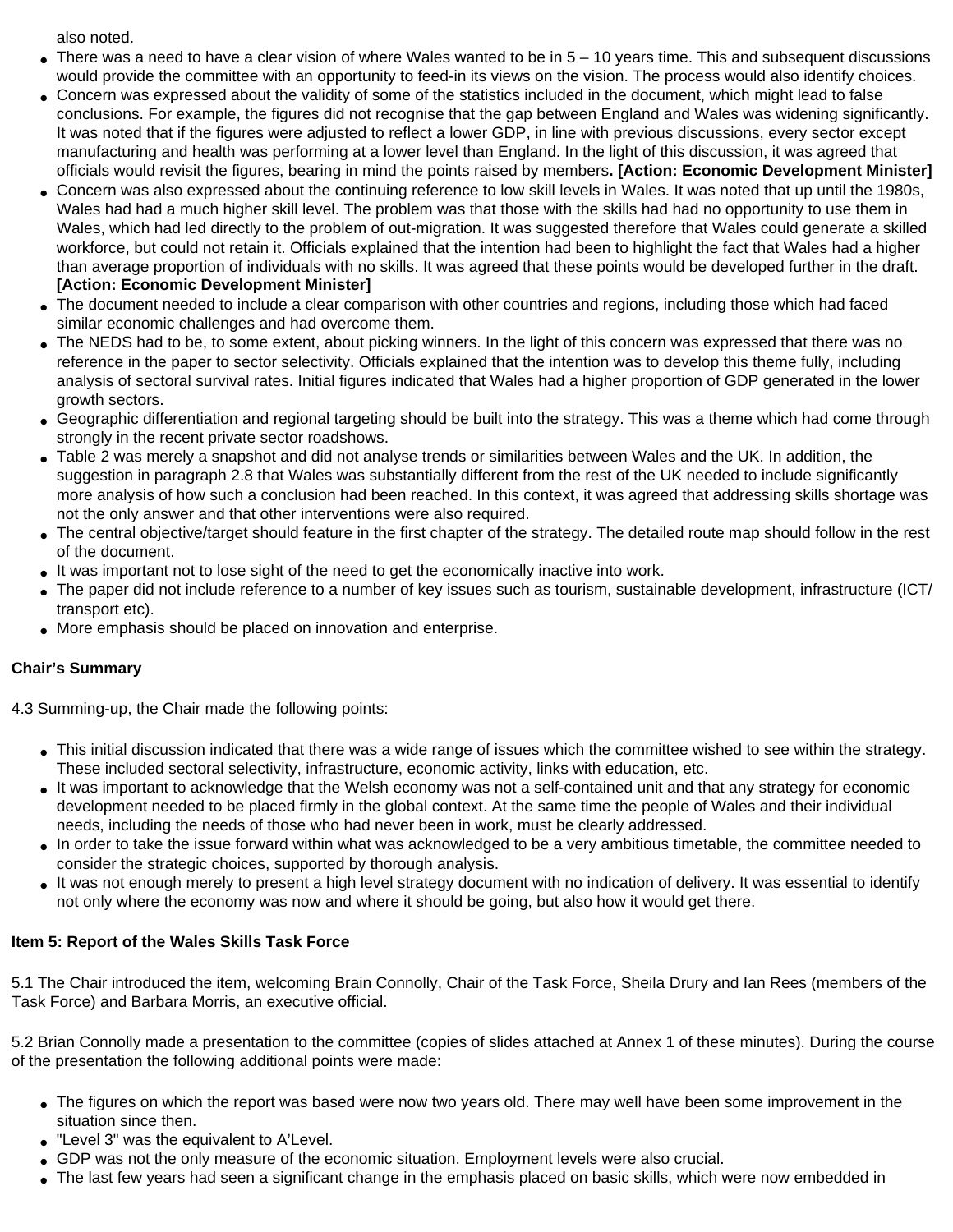also noted.

- There was a need to have a clear vision of where Wales wanted to be in 5 – 10 years time. This and subsequent discussions would provide the committee with an opportunity to feed-in its views on the vision. The process would also identify choices.
- Concern was expressed about the validity of some of the statistics included in the document, which might lead to false conclusions. For example, the figures did not recognise that the gap between England and Wales was widening significantly. It was noted that if the figures were adjusted to reflect a lower GDP, in line with previous discussions, every sector except manufacturing and health was performing at a lower level than England. In the light of this discussion, it was agreed that officials would revisit the figures, bearing in mind the points raised by members**. [Action: Economic Development Minister]**
- Concern was also expressed about the continuing reference to low skill levels in Wales. It was noted that up until the 1980s, Wales had had a much higher skill level. The problem was that those with the skills had had no opportunity to use them in Wales, which had led directly to the problem of out-migration. It was suggested therefore that Wales could generate a skilled workforce, but could not retain it. Officials explained that the intention had been to highlight the fact that Wales had a higher than average proportion of individuals with no skills. It was agreed that these points would be developed further in the draft. **[Action: Economic Development Minister]**
- The document needed to include a clear comparison with other countries and regions, including those which had faced similar economic challenges and had overcome them.
- The NEDS had to be, to some extent, about picking winners. In the light of this concern was expressed that there was no reference in the paper to sector selectivity. Officials explained that the intention was to develop this theme fully, including analysis of sectoral survival rates. Initial figures indicated that Wales had a higher proportion of GDP generated in the lower growth sectors.
- Geographic differentiation and regional targeting should be built into the strategy. This was a theme which had come through strongly in the recent private sector roadshows.
- Table 2 was merely a snapshot and did not analyse trends or similarities between Wales and the UK. In addition, the suggestion in paragraph 2.8 that Wales was substantially different from the rest of the UK needed to include significantly more analysis of how such a conclusion had been reached. In this context, it was agreed that addressing skills shortage was not the only answer and that other interventions were also required.
- The central objective/target should feature in the first chapter of the strategy. The detailed route map should follow in the rest of the document.
- It was important not to lose sight of the need to get the economically inactive into work.
- The paper did not include reference to a number of key issues such as tourism, sustainable development, infrastructure (ICT/ transport etc).
- More emphasis should be placed on innovation and enterprise.

**Chair's Summary**

4.3 Summing-up, the Chair made the following points:

- This initial discussion indicated that there was a wide range of issues which the committee wished to see within the strategy. These included sectoral selectivity, infrastructure, economic activity, links with education, etc.
- It was important to acknowledge that the Welsh economy was not a self-contained unit and that any strategy for economic development needed to be placed firmly in the global context. At the same time the people of Wales and their individual needs, including the needs of those who had never been in work, must be clearly addressed.
- In order to take the issue forward within what was acknowledged to be a very ambitious timetable, the committee needed to consider the strategic choices, supported by thorough analysis.
- It was not enough merely to present a high level strategy document with no indication of delivery. It was essential to identify not only where the economy was now and where it should be going, but also how it would get there.

**Item 5: Report of the Wales Skills Task Force**

5.1 The Chair introduced the item, welcoming Brain Connolly, Chair of the Task Force, Sheila Drury and Ian Rees (members of the Task Force) and Barbara Morris, an executive official.

5.2 Brian Connolly made a presentation to the committee (copies of slides attached at Annex 1 of these minutes). During the course of the presentation the following additional points were made:

- The figures on which the report was based were now two years old. There may well have been some improvement in the situation since then.
- "Level 3" was the equivalent to A'Level.
- GDP was not the only measure of the economic situation. Employment levels were also crucial.
- The last few years had seen a significant change in the emphasis placed on basic skills, which were now embedded in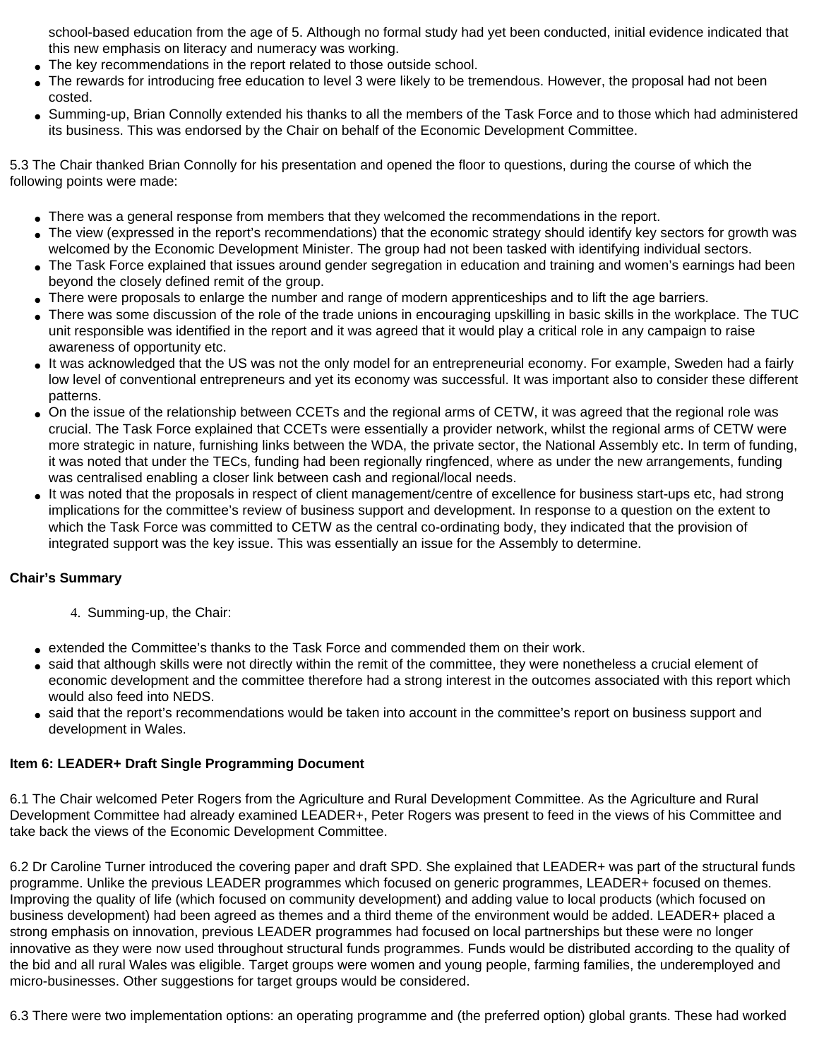school-based education from the age of 5. Although no formal study had yet been conducted, initial evidence indicated that this new emphasis on literacy and numeracy was working.

- The key recommendations in the report related to those outside school.
- The rewards for introducing free education to level 3 were likely to be tremendous. However, the proposal had not been costed.
- Summing-up, Brian Connolly extended his thanks to all the members of the Task Force and to those which had administered its business. This was endorsed by the Chair on behalf of the Economic Development Committee.

5.3 The Chair thanked Brian Connolly for his presentation and opened the floor to questions, during the course of which the following points were made:

- There was a general response from members that they welcomed the recommendations in the report.
- The view (expressed in the report's recommendations) that the economic strategy should identify key sectors for growth was welcomed by the Economic Development Minister. The group had not been tasked with identifying individual sectors.
- The Task Force explained that issues around gender segregation in education and training and women's earnings had been beyond the closely defined remit of the group.
- There were proposals to enlarge the number and range of modern apprenticeships and to lift the age barriers.
- There was some discussion of the role of the trade unions in encouraging upskilling in basic skills in the workplace. The TUC unit responsible was identified in the report and it was agreed that it would play a critical role in any campaign to raise awareness of opportunity etc.
- It was acknowledged that the US was not the only model for an entrepreneurial economy. For example, Sweden had a fairly low level of conventional entrepreneurs and yet its economy was successful. It was important also to consider these different patterns.
- On the issue of the relationship between CCETs and the regional arms of CETW, it was agreed that the regional role was crucial. The Task Force explained that CCETs were essentially a provider network, whilst the regional arms of CETW were more strategic in nature, furnishing links between the WDA, the private sector, the National Assembly etc. In term of funding, it was noted that under the TECs, funding had been regionally ringfenced, where as under the new arrangements, funding was centralised enabling a closer link between cash and regional/local needs.
- It was noted that the proposals in respect of client management/centre of excellence for business start-ups etc, had strong implications for the committee's review of business support and development. In response to a question on the extent to which the Task Force was committed to CETW as the central co-ordinating body, they indicated that the provision of integrated support was the key issue. This was essentially an issue for the Assembly to determine.

**Chair's Summary**

4. Summing-up, the Chair:

- extended the Committee's thanks to the Task Force and commended them on their work.
- said that although skills were not directly within the remit of the committee, they were nonetheless a crucial element of economic development and the committee therefore had a strong interest in the outcomes associated with this report which would also feed into NEDS.
- said that the report's recommendations would be taken into account in the committee's report on business support and development in Wales.

**Item 6: LEADER+ Draft Single Programming Document**

6.1 The Chair welcomed Peter Rogers from the Agriculture and Rural Development Committee. As the Agriculture and Rural Development Committee had already examined LEADER+, Peter Rogers was present to feed in the views of his Committee and take back the views of the Economic Development Committee.

6.2 Dr Caroline Turner introduced the covering paper and draft SPD. She explained that LEADER+ was part of the structural funds programme. Unlike the previous LEADER programmes which focused on generic programmes, LEADER+ focused on themes. Improving the quality of life (which focused on community development) and adding value to local products (which focused on business development) had been agreed as themes and a third theme of the environment would be added. LEADER+ placed a strong emphasis on innovation, previous LEADER programmes had focused on local partnerships but these were no longer innovative as they were now used throughout structural funds programmes. Funds would be distributed according to the quality of the bid and all rural Wales was eligible. Target groups were women and young people, farming families, the underemployed and micro-businesses. Other suggestions for target groups would be considered.

6.3 There were two implementation options: an operating programme and (the preferred option) global grants. These had worked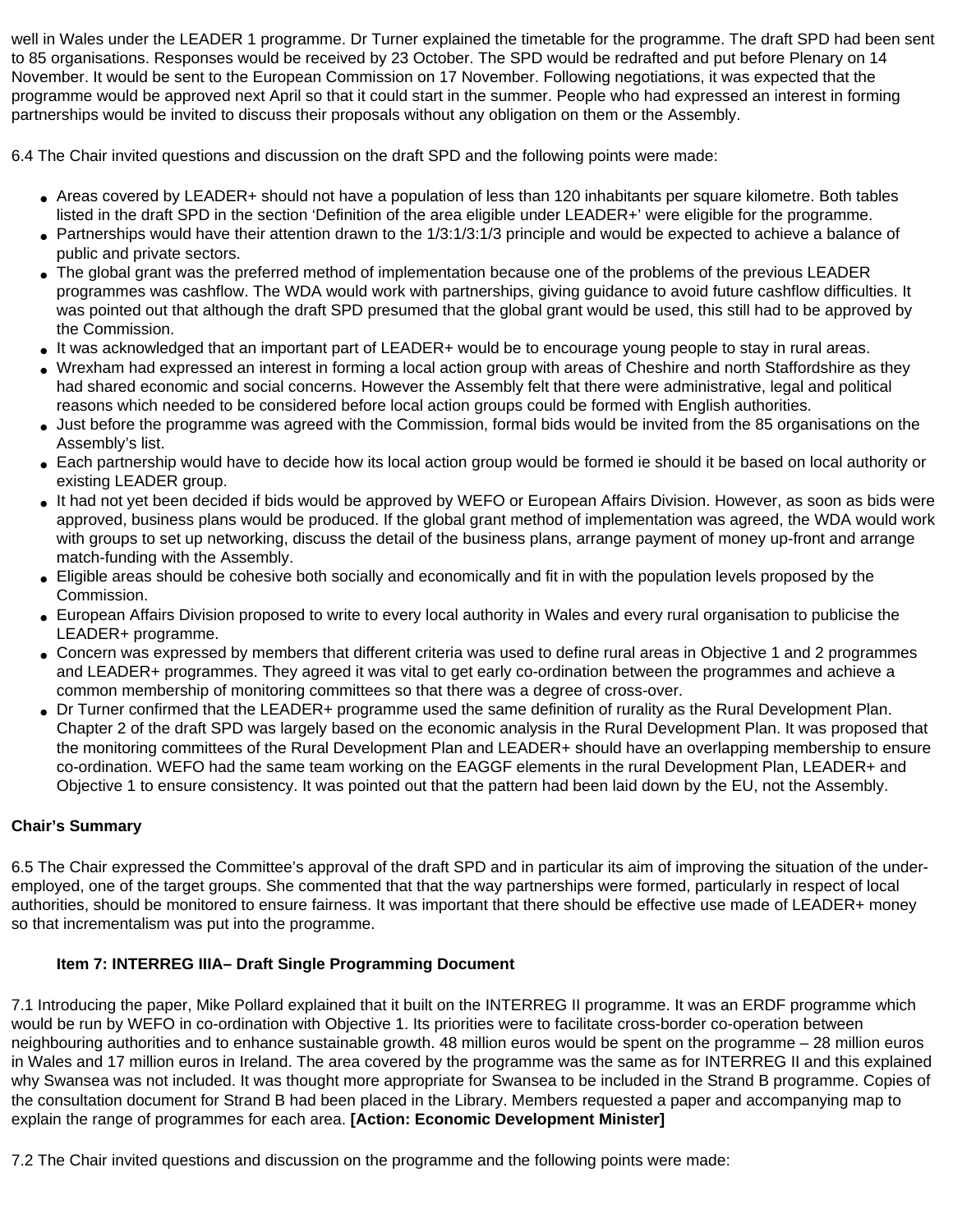well in Wales under the LEADER 1 programme. Dr Turner explained the timetable for the programme. The draft SPD had been sent to 85 organisations. Responses would be received by 23 October. The SPD would be redrafted and put before Plenary on 14 November. It would be sent to the European Commission on 17 November. Following negotiations, it was expected that the programme would be approved next April so that it could start in the summer. People who had expressed an interest in forming partnerships would be invited to discuss their proposals without any obligation on them or the Assembly.

6.4 The Chair invited questions and discussion on the draft SPD and the following points were made:

- Areas covered by LEADER+ should not have a population of less than 120 inhabitants per square kilometre. Both tables listed in the draft SPD in the section 'Definition of the area eligible under LEADER+' were eligible for the programme.
- Partnerships would have their attention drawn to the 1/3:1/3:1/3 principle and would be expected to achieve a balance of public and private sectors.
- The global grant was the preferred method of implementation because one of the problems of the previous LEADER programmes was cashflow. The WDA would work with partnerships, giving guidance to avoid future cashflow difficulties. It was pointed out that although the draft SPD presumed that the global grant would be used, this still had to be approved by the Commission.
- It was acknowledged that an important part of LEADER+ would be to encourage young people to stay in rural areas.
- Wrexham had expressed an interest in forming a local action group with areas of Cheshire and north Staffordshire as they had shared economic and social concerns. However the Assembly felt that there were administrative, legal and political reasons which needed to be considered before local action groups could be formed with English authorities.
- Just before the programme was agreed with the Commission, formal bids would be invited from the 85 organisations on the Assembly's list.
- Each partnership would have to decide how its local action group would be formed ie should it be based on local authority or existing LEADER group.
- It had not yet been decided if bids would be approved by WEFO or European Affairs Division. However, as soon as bids were approved, business plans would be produced. If the global grant method of implementation was agreed, the WDA would work with groups to set up networking, discuss the detail of the business plans, arrange payment of money up-front and arrange match-funding with the Assembly.
- Eligible areas should be cohesive both socially and economically and fit in with the population levels proposed by the Commission.
- European Affairs Division proposed to write to every local authority in Wales and every rural organisation to publicise the LEADER+ programme.
- Concern was expressed by members that different criteria was used to define rural areas in Objective 1 and 2 programmes and LEADER+ programmes. They agreed it was vital to get early co-ordination between the programmes and achieve a common membership of monitoring committees so that there was a degree of cross-over.
- Dr Turner confirmed that the LEADER+ programme used the same definition of rurality as the Rural Development Plan. Chapter 2 of the draft SPD was largely based on the economic analysis in the Rural Development Plan. It was proposed that the monitoring committees of the Rural Development Plan and LEADER+ should have an overlapping membership to ensure co-ordination. WEFO had the same team working on the EAGGF elements in the rural Development Plan, LEADER+ and Objective 1 to ensure consistency. It was pointed out that the pattern had been laid down by the EU, not the Assembly.

**Chair's Summary**

6.5 The Chair expressed the Committee's approval of the draft SPD and in particular its aim of improving the situation of the under-employed, one of the target groups. She commented that that the way partnerships were formed, particularly in respect of local authorities, should be monitored to ensure fairness. It was important that there should be effective use made of LEADER+ money so that incrementalism was put into the programme.

**Item 7: INTERREG IIIA– Draft Single Programming Document**

7.1 Introducing the paper, Mike Pollard explained that it built on the INTERREG II programme. It was an ERDF programme which would be run by WEFO in co-ordination with Objective 1. Its priorities were to facilitate cross-border co-operation between neighbouring authorities and to enhance sustainable growth. 48 million euros would be spent on the programme – 28 million euros in Wales and 17 million euros in Ireland. The area covered by the programme was the same as for INTERREG II and this explained why Swansea was not included. It was thought more appropriate for Swansea to be included in the Strand B programme. Copies of the consultation document for Strand B had been placed in the Library. Members requested a paper and accompanying map to explain the range of programmes for each area. **[Action: Economic Development Minister]**

7.2 The Chair invited questions and discussion on the programme and the following points were made: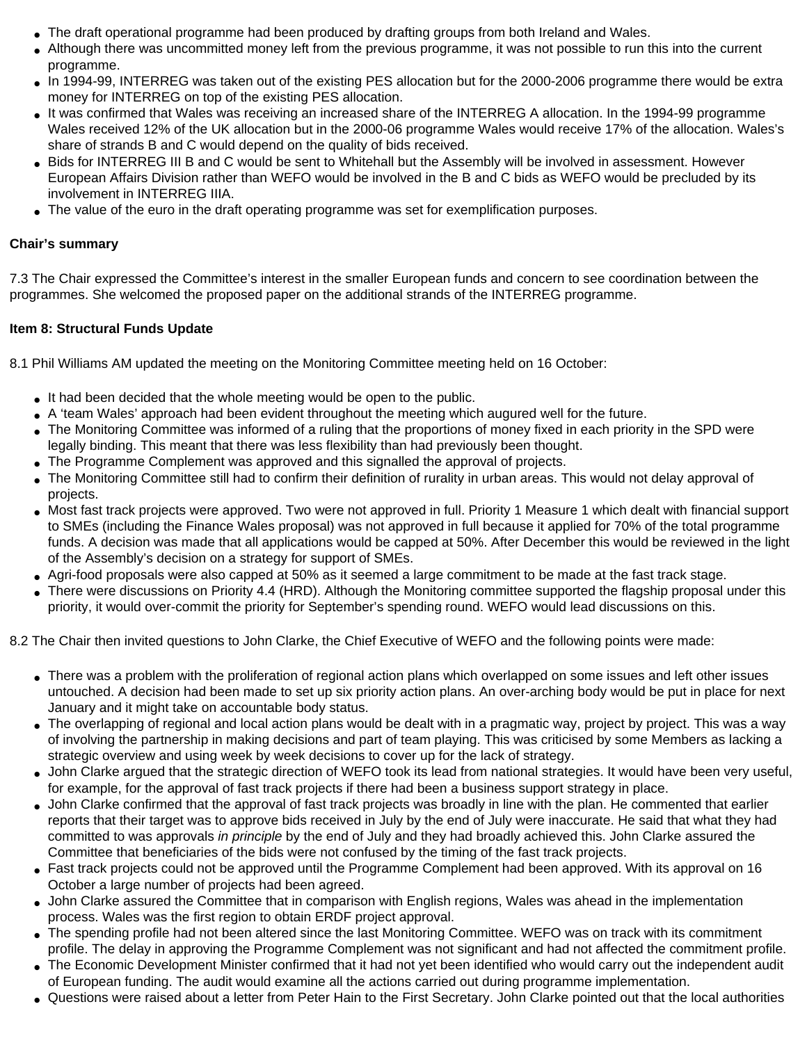- The draft operational programme had been produced by drafting groups from both Ireland and Wales.
- Although there was uncommitted money left from the previous programme, it was not possible to run this into the current programme.
- In 1994-99, INTERREG was taken out of the existing PES allocation but for the 2000-2006 programme there would be extra money for INTERREG on top of the existing PES allocation.
- It was confirmed that Wales was receiving an increased share of the INTERREG A allocation. In the 1994-99 programme Wales received 12% of the UK allocation but in the 2000-06 programme Wales would receive 17% of the allocation. Wales's share of strands B and C would depend on the quality of bids received.
- Bids for INTERREG III B and C would be sent to Whitehall but the Assembly will be involved in assessment. However European Affairs Division rather than WEFO would be involved in the B and C bids as WEFO would be precluded by its involvement in INTERREG IIIA.
- The value of the euro in the draft operating programme was set for exemplification purposes.

**Chair's summary**

7.3 The Chair expressed the Committee's interest in the smaller European funds and concern to see coordination between the programmes. She welcomed the proposed paper on the additional strands of the INTERREG programme.

**Item 8: Structural Funds Update**

8.1 Phil Williams AM updated the meeting on the Monitoring Committee meeting held on 16 October:

- It had been decided that the whole meeting would be open to the public.
- A 'team Wales' approach had been evident throughout the meeting which augured well for the future.
- The Monitoring Committee was informed of a ruling that the proportions of money fixed in each priority in the SPD were legally binding. This meant that there was less flexibility than had previously been thought.
- The Programme Complement was approved and this signalled the approval of projects.
- The Monitoring Committee still had to confirm their definition of rurality in urban areas. This would not delay approval of projects.
- Most fast track projects were approved. Two were not approved in full. Priority 1 Measure 1 which dealt with financial support to SMEs (including the Finance Wales proposal) was not approved in full because it applied for 70% of the total programme funds. A decision was made that all applications would be capped at 50%. After December this would be reviewed in the light of the Assembly's decision on a strategy for support of SMEs.
- Agri-food proposals were also capped at 50% as it seemed a large commitment to be made at the fast track stage.
- There were discussions on Priority 4.4 (HRD). Although the Monitoring committee supported the flagship proposal under this priority, it would over-commit the priority for September's spending round. WEFO would lead discussions on this.

8.2 The Chair then invited questions to John Clarke, the Chief Executive of WEFO and the following points were made:

- There was a problem with the proliferation of regional action plans which overlapped on some issues and left other issues untouched. A decision had been made to set up six priority action plans. An over-arching body would be put in place for next January and it might take on accountable body status.
- The overlapping of regional and local action plans would be dealt with in a pragmatic way, project by project. This was a way of involving the partnership in making decisions and part of team playing. This was criticised by some Members as lacking a strategic overview and using week by week decisions to cover up for the lack of strategy.
- John Clarke argued that the strategic direction of WEFO took its lead from national strategies. It would have been very useful, for example, for the approval of fast track projects if there had been a business support strategy in place.
- John Clarke confirmed that the approval of fast track projects was broadly in line with the plan. He commented that earlier reports that their target was to approve bids received in July by the end of July were inaccurate. He said that what they had committed to was approvals *in principle* by the end of July and they had broadly achieved this. John Clarke assured the Committee that beneficiaries of the bids were not confused by the timing of the fast track projects.
- Fast track projects could not be approved until the Programme Complement had been approved. With its approval on 16 October a large number of projects had been agreed.
- John Clarke assured the Committee that in comparison with English regions, Wales was ahead in the implementation process. Wales was the first region to obtain ERDF project approval.
- The spending profile had not been altered since the last Monitoring Committee. WEFO was on track with its commitment profile. The delay in approving the Programme Complement was not significant and had not affected the commitment profile.
- The Economic Development Minister confirmed that it had not yet been identified who would carry out the independent audit of European funding. The audit would examine all the actions carried out during programme implementation.
- Questions were raised about a letter from Peter Hain to the First Secretary. John Clarke pointed out that the local authorities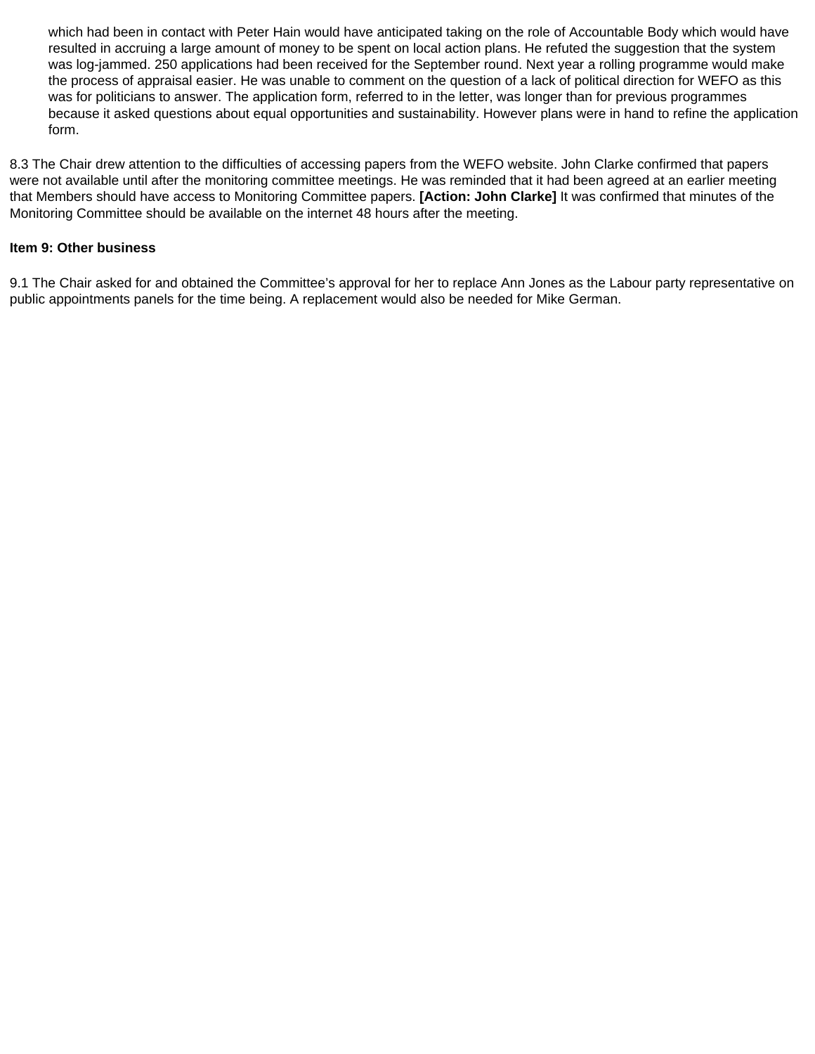which had been in contact with Peter Hain would have anticipated taking on the role of Accountable Body which would have resulted in accruing a large amount of money to be spent on local action plans. He refuted the suggestion that the system was log-jammed. 250 applications had been received for the September round. Next year a rolling programme would make the process of appraisal easier. He was unable to comment on the question of a lack of political direction for WEFO as this was for politicians to answer. The application form, referred to in the letter, was longer than for previous programmes because it asked questions about equal opportunities and sustainability. However plans were in hand to refine the application form.

8.3 The Chair drew attention to the difficulties of accessing papers from the WEFO website. John Clarke confirmed that papers were not available until after the monitoring committee meetings. He was reminded that it had been agreed at an earlier meeting that Members should have access to Monitoring Committee papers. **[Action: John Clarke]** It was confirmed that minutes of the Monitoring Committee should be available on the internet 48 hours after the meeting.

**Item 9: Other business**

9.1 The Chair asked for and obtained the Committee's approval for her to replace Ann Jones as the Labour party representative on public appointments panels for the time being. A replacement would also be needed for Mike German.